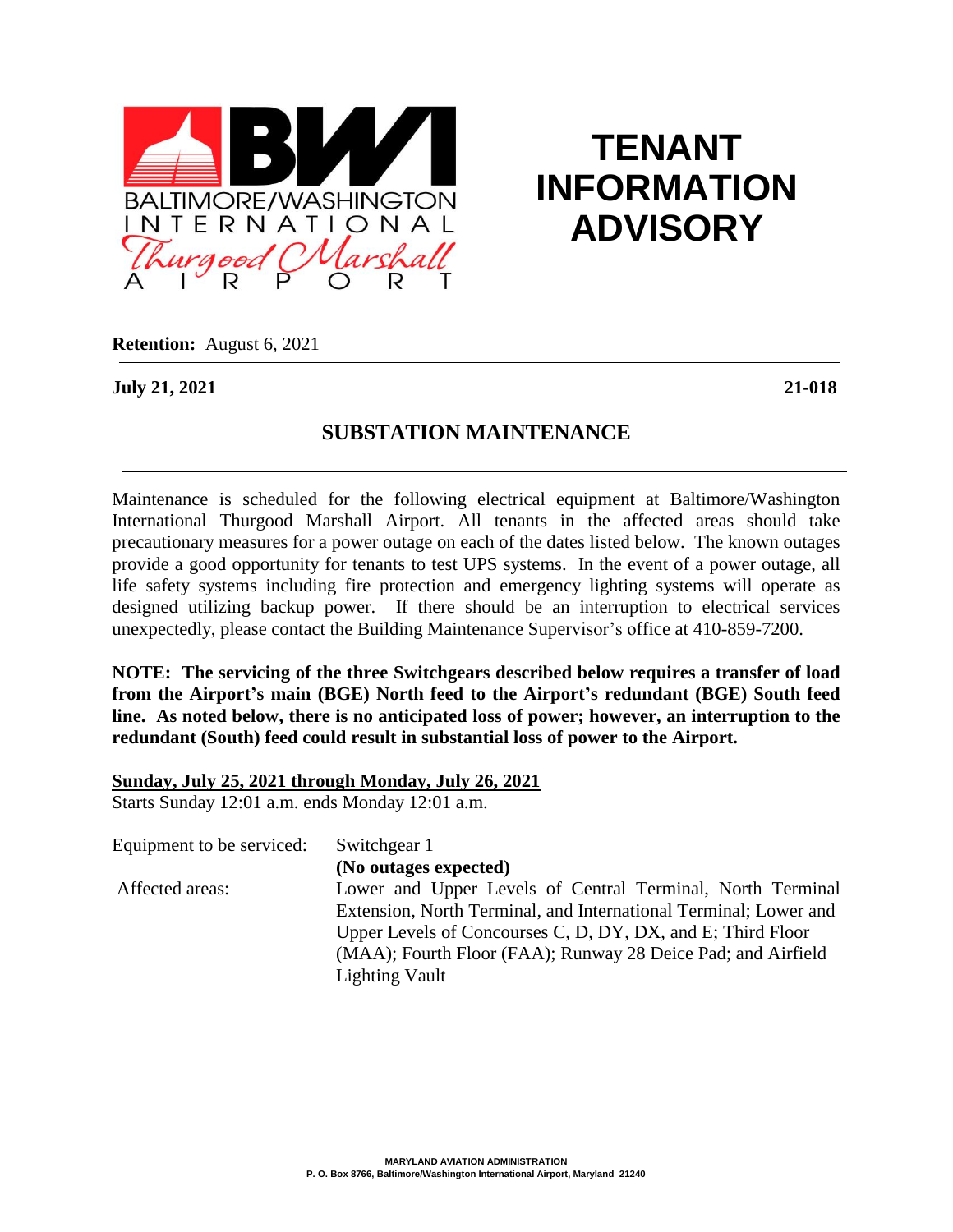BALTIMORE/WASHINGTON INTERNATIONAL Thurgood Marshall AIRPORT

# TENANT INFORMATION ADVISORY

**Retention:** August 6, 2021

**July 21, 2021** **21-018**

## SUBSTATION MAINTENANCE

Maintenance is scheduled for the following electrical equipment at Baltimore/Washington International Thurgood Marshall Airport. All tenants in the affected areas should take precautionary measures for a power outage on each of the dates listed below. The known outages provide a good opportunity for tenants to test UPS systems. In the event of a power outage, all life safety systems including fire protection and emergency lighting systems will operate as designed utilizing backup power. If there should be an interruption to electrical services unexpectedly, please contact the Building Maintenance Supervisor's office at 410-859-7200.

**NOTE: The servicing of the three Switchgears described below requires a transfer of load from the Airport's main (BGE) North feed to the Airport's redundant (BGE) South feed line. As noted below, there is no anticipated loss of power; however, an interruption to the redundant (South) feed could result in substantial loss of power to the Airport.**

**Sunday, July 25, 2021 through Monday, July 26, 2021**

Starts Sunday 12:01 a.m. ends Monday 12:01 a.m.

Equipment to be serviced: Switchgear 1
**(No outages expected)**

Affected areas: Lower and Upper Levels of Central Terminal, North Terminal Extension, North Terminal, and International Terminal; Lower and Upper Levels of Concourses C, D, DY, DX, and E; Third Floor (MAA); Fourth Floor (FAA); Runway 28 Deice Pad; and Airfield Lighting Vault

MARYLAND AVIATION ADMINISTRATION
P. O. Box 8766, Baltimore/Washington International Airport, Maryland 21240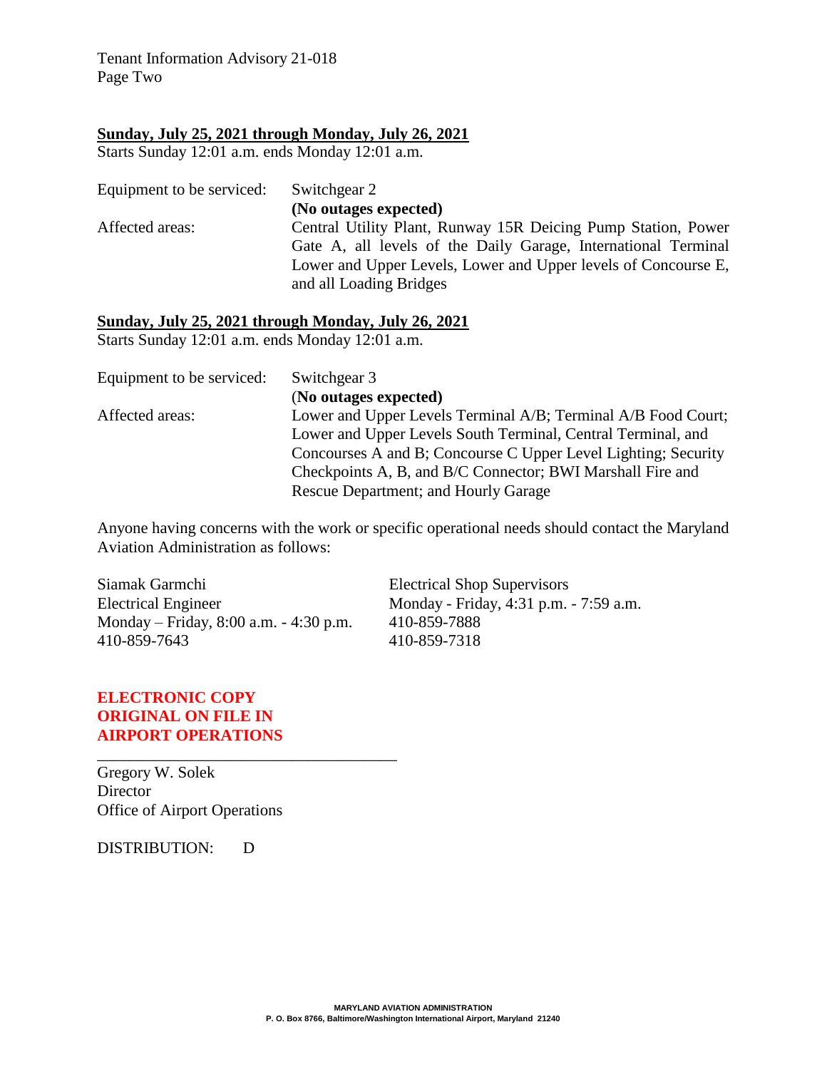**Sunday, July 25, 2021 through Monday, July 26, 2021**

Starts Sunday 12:01 a.m. ends Monday 12:01 a.m.

| | |
|---|---|
| Equipment to be serviced: | Switchgear 2 **(No outages expected)** |
| Affected areas: | Central Utility Plant, Runway 15R Deicing Pump Station, Power Gate A, all levels of the Daily Garage, International Terminal Lower and Upper Levels, Lower and Upper levels of Concourse E, and all Loading Bridges |

**Sunday, July 25, 2021 through Monday, July 26, 2021**

Starts Sunday 12:01 a.m. ends Monday 12:01 a.m.

| | |
|---|---|
| Equipment to be serviced: | Switchgear 3 (**No outages expected)** |
| Affected areas: | Lower and Upper Levels Terminal A/B; Terminal A/B Food Court; Lower and Upper Levels South Terminal, Central Terminal, and Concourses A and B; Concourse C Upper Level Lighting; Security Checkpoints A, B, and B/C Connector; BWI Marshall Fire and Rescue Department; and Hourly Garage |

Anyone having concerns with the work or specific operational needs should contact the Maryland Aviation Administration as follows:

Siamak Garmchi
Electrical Engineer
Monday – Friday, 8:00 a.m. - 4:30 p.m.
410-859-7643

Electrical Shop Supervisors
Monday - Friday, 4:31 p.m. - 7:59 a.m.
410-859-7888
410-859-7318

**ELECTRONIC COPY**
**ORIGINAL ON FILE IN**
**AIRPORT OPERATIONS**

\_\_\_\_\_\_\_\_\_\_\_\_\_\_\_\_\_\_\_\_\_\_\_\_\_\_\_\_\_\_\_\_\_\_\_\_\_\_

Gregory W. Solek
Director
Office of Airport Operations

DISTRIBUTION: D

MARYLAND AVIATION ADMINISTRATION
P. O. Box 8766, Baltimore/Washington International Airport, Maryland 21240